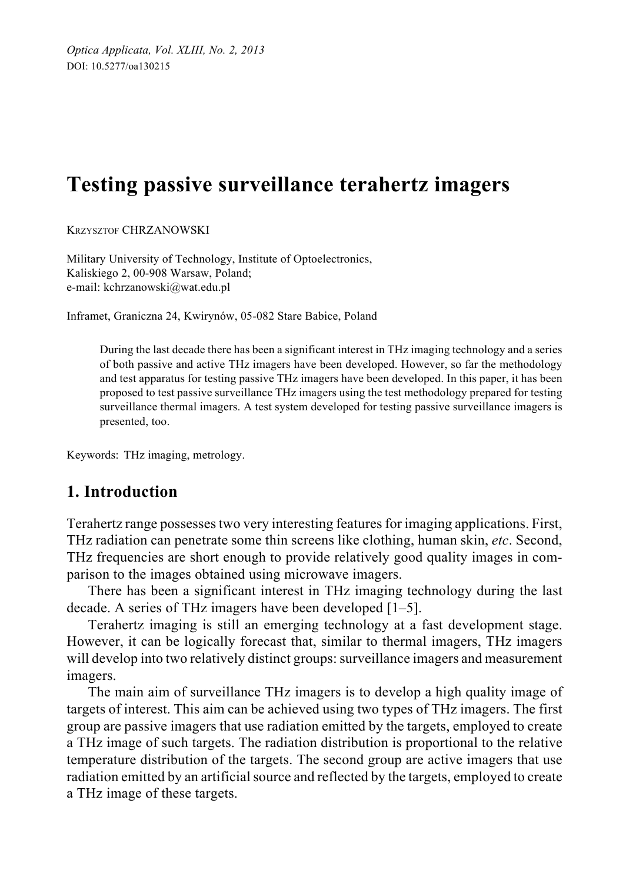Optica Applicata, Vol. XLIII, No. 2, 2013
DOI: 10.5277/oa130215

# Testing passive surveillance terahertz imagers

KRZYSZTOF CHRZANOWSKI

Military University of Technology, Institute of Optoelectronics,
Kaliskiego 2, 00-908 Warsaw, Poland;
e-mail: kchrzanowski@wat.edu.pl

Inframet, Graniczna 24, Kwirynów, 05-082 Stare Babice, Poland

During the last decade there has been a significant interest in THz imaging technology and a series of both passive and active THz imagers have been developed. However, so far the methodology and test apparatus for testing passive THz imagers have been developed. In this paper, it has been proposed to test passive surveillance THz imagers using the test methodology prepared for testing surveillance thermal imagers. A test system developed for testing passive surveillance imagers is presented, too.

Keywords: THz imaging, metrology.

## 1. Introduction

Terahertz range possesses two very interesting features for imaging applications. First, THz radiation can penetrate some thin screens like clothing, human skin, *etc*. Second, THz frequencies are short enough to provide relatively good quality images in comparison to the images obtained using microwave imagers.

There has been a significant interest in THz imaging technology during the last decade. A series of THz imagers have been developed [1–5].

Terahertz imaging is still an emerging technology at a fast development stage. However, it can be logically forecast that, similar to thermal imagers, THz imagers will develop into two relatively distinct groups: surveillance imagers and measurement imagers.

The main aim of surveillance THz imagers is to develop a high quality image of targets of interest. This aim can be achieved using two types of THz imagers. The first group are passive imagers that use radiation emitted by the targets, employed to create a THz image of such targets. The radiation distribution is proportional to the relative temperature distribution of the targets. The second group are active imagers that use radiation emitted by an artificial source and reflected by the targets, employed to create a THz image of these targets.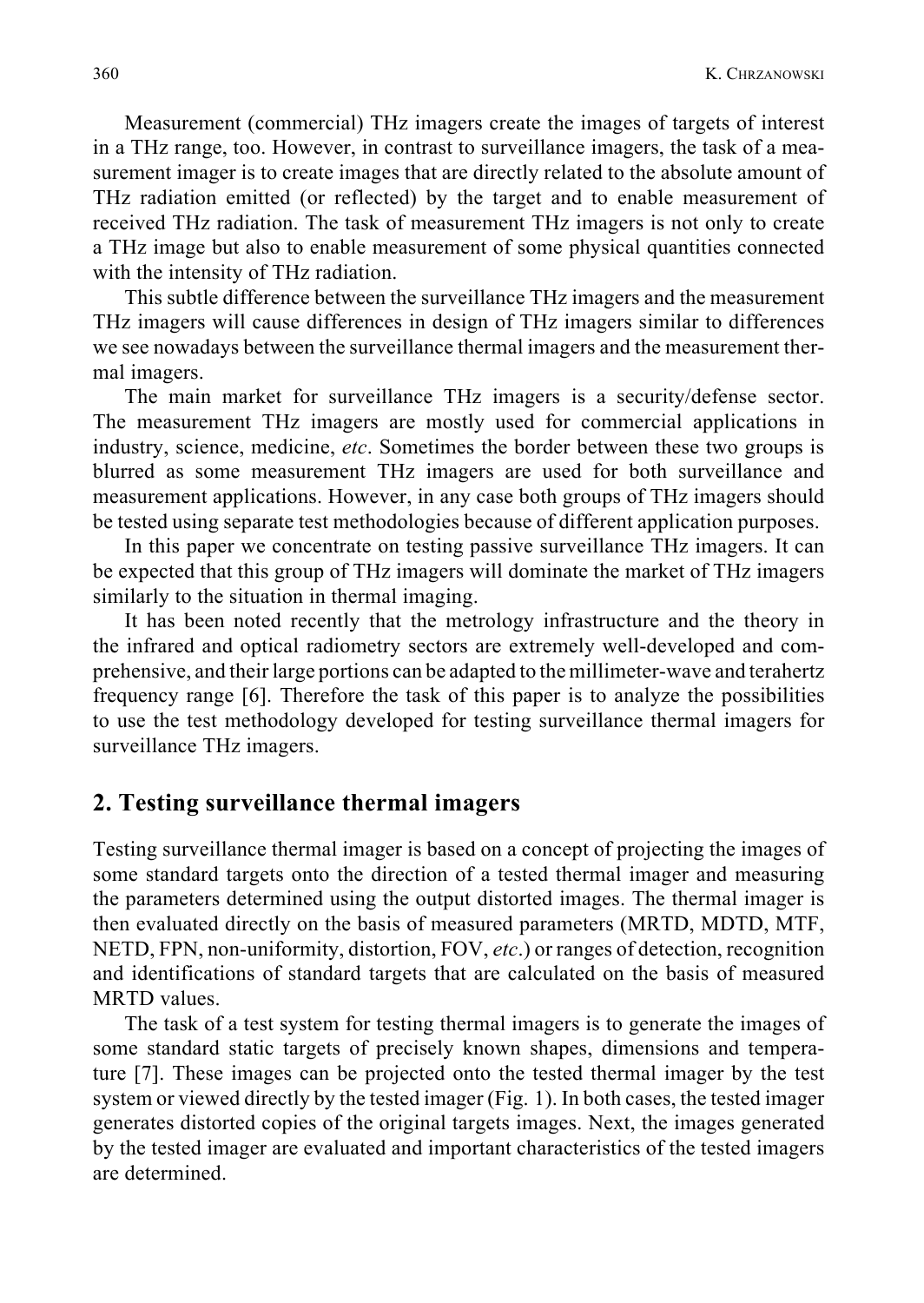Measurement (commercial) THz imagers create the images of targets of interest in a THz range, too. However, in contrast to surveillance imagers, the task of a measurement imager is to create images that are directly related to the absolute amount of THz radiation emitted (or reflected) by the target and to enable measurement of received THz radiation. The task of measurement THz imagers is not only to create a THz image but also to enable measurement of some physical quantities connected with the intensity of THz radiation.

This subtle difference between the surveillance THz imagers and the measurement THz imagers will cause differences in design of THz imagers similar to differences we see nowadays between the surveillance thermal imagers and the measurement thermal imagers.

The main market for surveillance THz imagers is a security/defense sector. The measurement THz imagers are mostly used for commercial applications in industry, science, medicine, *etc*. Sometimes the border between these two groups is blurred as some measurement THz imagers are used for both surveillance and measurement applications. However, in any case both groups of THz imagers should be tested using separate test methodologies because of different application purposes.

In this paper we concentrate on testing passive surveillance THz imagers. It can be expected that this group of THz imagers will dominate the market of THz imagers similarly to the situation in thermal imaging.

It has been noted recently that the metrology infrastructure and the theory in the infrared and optical radiometry sectors are extremely well-developed and comprehensive, and their large portions can be adapted to the millimeter-wave and terahertz frequency range [6]. Therefore the task of this paper is to analyze the possibilities to use the test methodology developed for testing surveillance thermal imagers for surveillance THz imagers.

## 2. Testing surveillance thermal imagers

Testing surveillance thermal imager is based on a concept of projecting the images of some standard targets onto the direction of a tested thermal imager and measuring the parameters determined using the output distorted images. The thermal imager is then evaluated directly on the basis of measured parameters (MRTD, MDTD, MTF, NETD, FPN, non-uniformity, distortion, FOV, *etc*.) or ranges of detection, recognition and identifications of standard targets that are calculated on the basis of measured MRTD values.

The task of a test system for testing thermal imagers is to generate the images of some standard static targets of precisely known shapes, dimensions and temperature [7]. These images can be projected onto the tested thermal imager by the test system or viewed directly by the tested imager (Fig. 1). In both cases, the tested imager generates distorted copies of the original targets images. Next, the images generated by the tested imager are evaluated and important characteristics of the tested imagers are determined.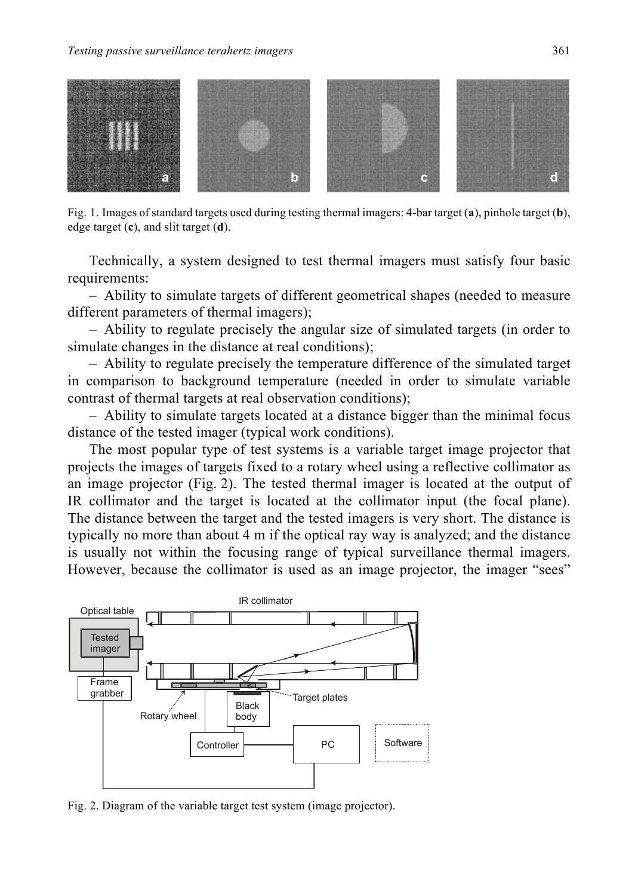Fig. 1. Images of standard targets used during testing thermal imagers: 4-bar target (**a**), pinhole target (**b**), edge target (**c**), and slit target (**d**).

Technically, a system designed to test thermal imagers must satisfy four basic requirements:

– Ability to simulate targets of different geometrical shapes (needed to measure different parameters of thermal imagers);

– Ability to regulate precisely the angular size of simulated targets (in order to simulate changes in the distance at real conditions);

– Ability to regulate precisely the temperature difference of the simulated target in comparison to background temperature (needed in order to simulate variable contrast of thermal targets at real observation conditions);

– Ability to simulate targets located at a distance bigger than the minimal focus distance of the tested imager (typical work conditions).

The most popular type of test systems is a variable target image projector that projects the images of targets fixed to a rotary wheel using a reflective collimator as an image projector (Fig. 2). The tested thermal imager is located at the output of IR collimator and the target is located at the collimator input (the focal plane). The distance between the target and the tested imagers is very short. The distance is typically no more than about 4 m if the optical ray way is analyzed; and the distance is usually not within the focusing range of typical surveillance thermal imagers. However, because the collimator is used as an image projector, the imager "sees"

Fig. 2. Diagram of the variable target test system (image projector).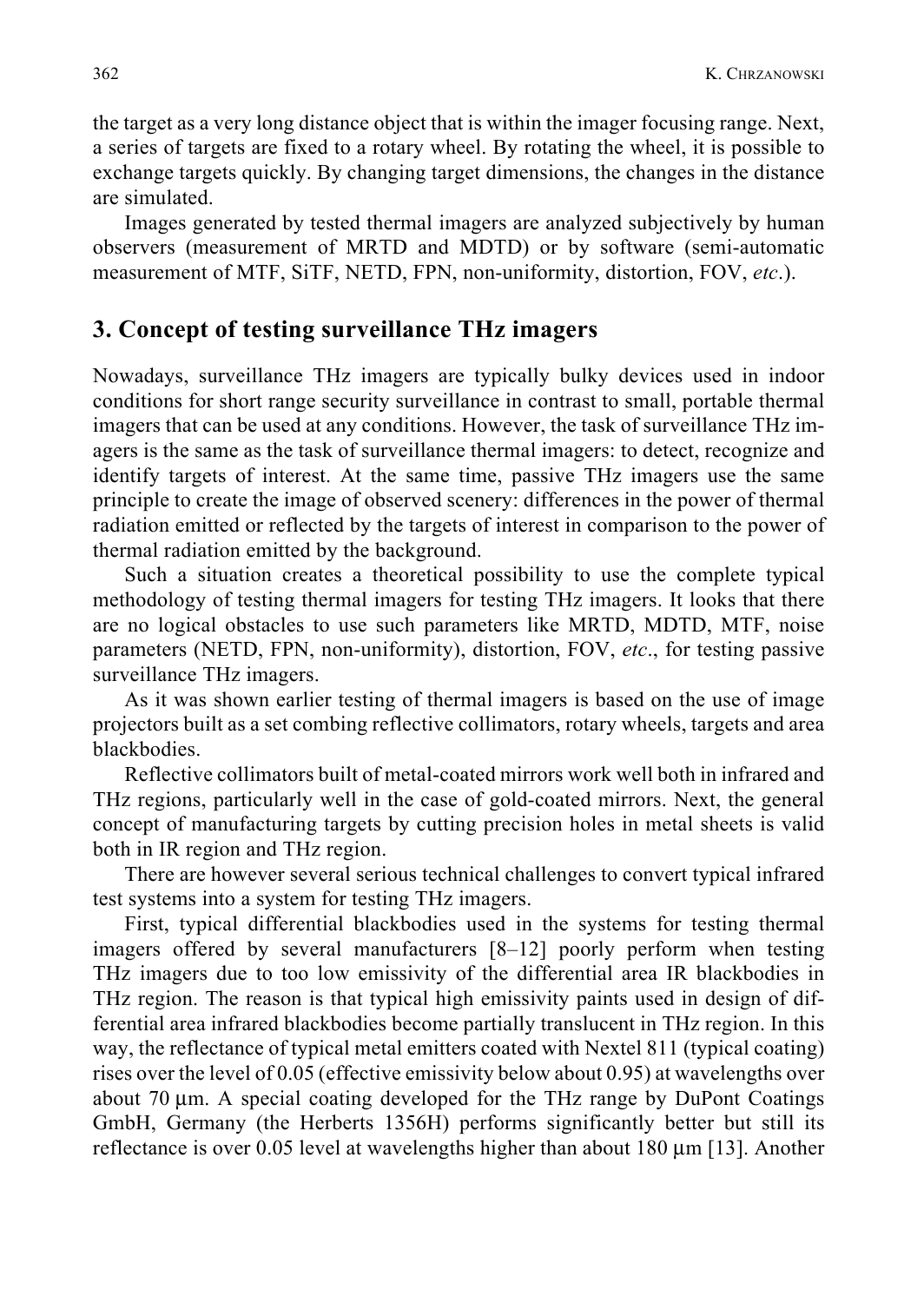the target as a very long distance object that is within the imager focusing range. Next, a series of targets are fixed to a rotary wheel. By rotating the wheel, it is possible to exchange targets quickly. By changing target dimensions, the changes in the distance are simulated.

Images generated by tested thermal imagers are analyzed subjectively by human observers (measurement of MRTD and MDTD) or by software (semi-automatic measurement of MTF, SiTF, NETD, FPN, non-uniformity, distortion, FOV, *etc*.).

## 3. Concept of testing surveillance THz imagers

Nowadays, surveillance THz imagers are typically bulky devices used in indoor conditions for short range security surveillance in contrast to small, portable thermal imagers that can be used at any conditions. However, the task of surveillance THz imagers is the same as the task of surveillance thermal imagers: to detect, recognize and identify targets of interest. At the same time, passive THz imagers use the same principle to create the image of observed scenery: differences in the power of thermal radiation emitted or reflected by the targets of interest in comparison to the power of thermal radiation emitted by the background.

Such a situation creates a theoretical possibility to use the complete typical methodology of testing thermal imagers for testing THz imagers. It looks that there are no logical obstacles to use such parameters like MRTD, MDTD, MTF, noise parameters (NETD, FPN, non-uniformity), distortion, FOV, *etc*., for testing passive surveillance THz imagers.

As it was shown earlier testing of thermal imagers is based on the use of image projectors built as a set combing reflective collimators, rotary wheels, targets and area blackbodies.

Reflective collimators built of metal-coated mirrors work well both in infrared and THz regions, particularly well in the case of gold-coated mirrors. Next, the general concept of manufacturing targets by cutting precision holes in metal sheets is valid both in IR region and THz region.

There are however several serious technical challenges to convert typical infrared test systems into a system for testing THz imagers.

First, typical differential blackbodies used in the systems for testing thermal imagers offered by several manufacturers [8–12] poorly perform when testing THz imagers due to too low emissivity of the differential area IR blackbodies in THz region. The reason is that typical high emissivity paints used in design of differential area infrared blackbodies become partially translucent in THz region. In this way, the reflectance of typical metal emitters coated with Nextel 811 (typical coating) rises over the level of 0.05 (effective emissivity below about 0.95) at wavelengths over about 70 μm. A special coating developed for the THz range by DuPont Coatings GmbH, Germany (the Herberts 1356H) performs significantly better but still its reflectance is over 0.05 level at wavelengths higher than about 180 μm [13]. Another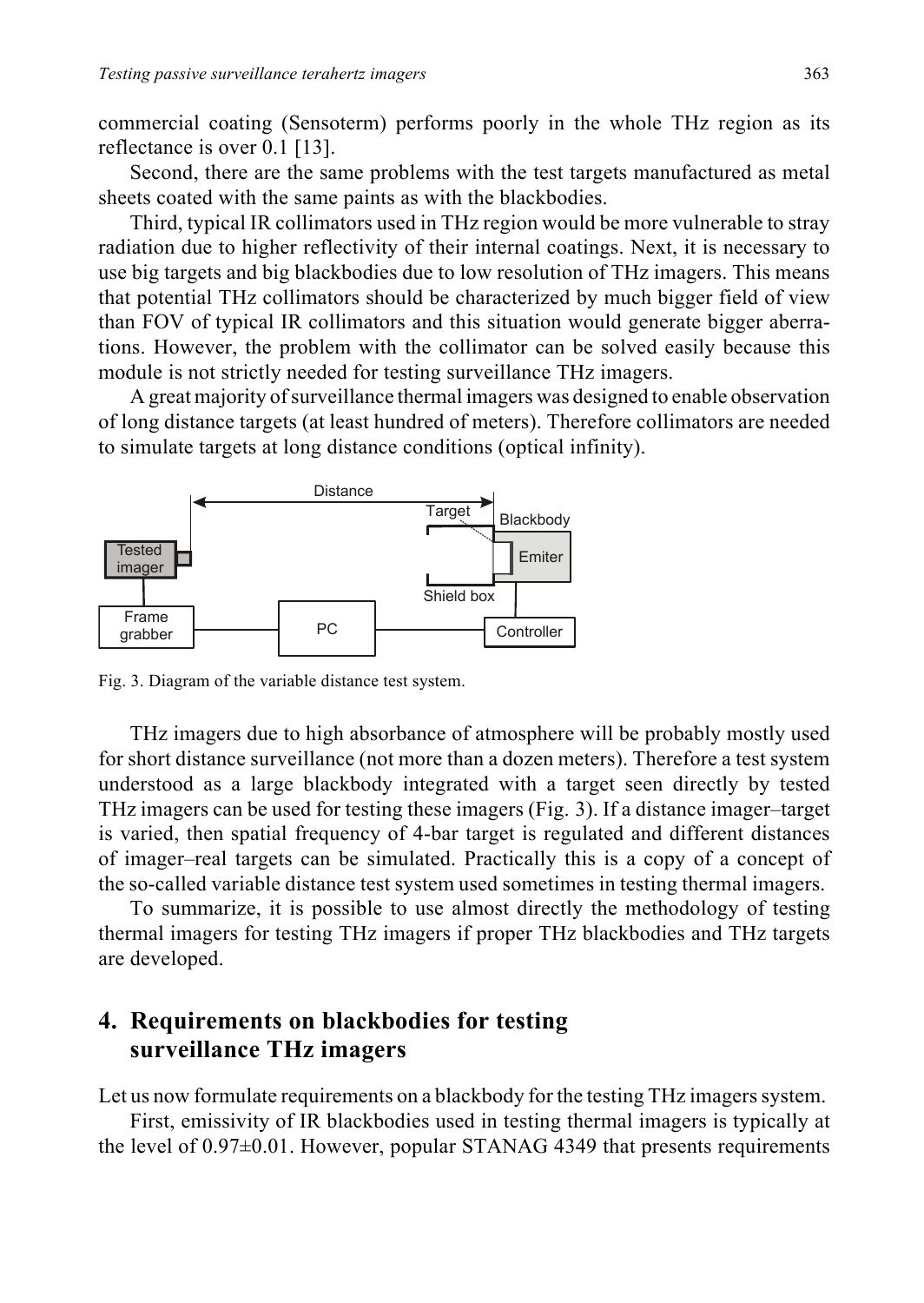commercial coating (Sensoterm) performs poorly in the whole THz region as its reflectance is over 0.1 [13].

Second, there are the same problems with the test targets manufactured as metal sheets coated with the same paints as with the blackbodies.

Third, typical IR collimators used in THz region would be more vulnerable to stray radiation due to higher reflectivity of their internal coatings. Next, it is necessary to use big targets and big blackbodies due to low resolution of THz imagers. This means that potential THz collimators should be characterized by much bigger field of view than FOV of typical IR collimators and this situation would generate bigger aberrations. However, the problem with the collimator can be solved easily because this module is not strictly needed for testing surveillance THz imagers.

A great majority of surveillance thermal imagers was designed to enable observation of long distance targets (at least hundred of meters). Therefore collimators are needed to simulate targets at long distance conditions (optical infinity).

Fig. 3. Diagram of the variable distance test system.

THz imagers due to high absorbance of atmosphere will be probably mostly used for short distance surveillance (not more than a dozen meters). Therefore a test system understood as a large blackbody integrated with a target seen directly by tested THz imagers can be used for testing these imagers (Fig. 3). If a distance imager–target is varied, then spatial frequency of 4-bar target is regulated and different distances of imager–real targets can be simulated. Practically this is a copy of a concept of the so-called variable distance test system used sometimes in testing thermal imagers.

To summarize, it is possible to use almost directly the methodology of testing thermal imagers for testing THz imagers if proper THz blackbodies and THz targets are developed.

## 4. Requirements on blackbodies for testing surveillance THz imagers

Let us now formulate requirements on a blackbody for the testing THz imagers system.

First, emissivity of IR blackbodies used in testing thermal imagers is typically at the level of 0.97±0.01. However, popular STANAG 4349 that presents requirements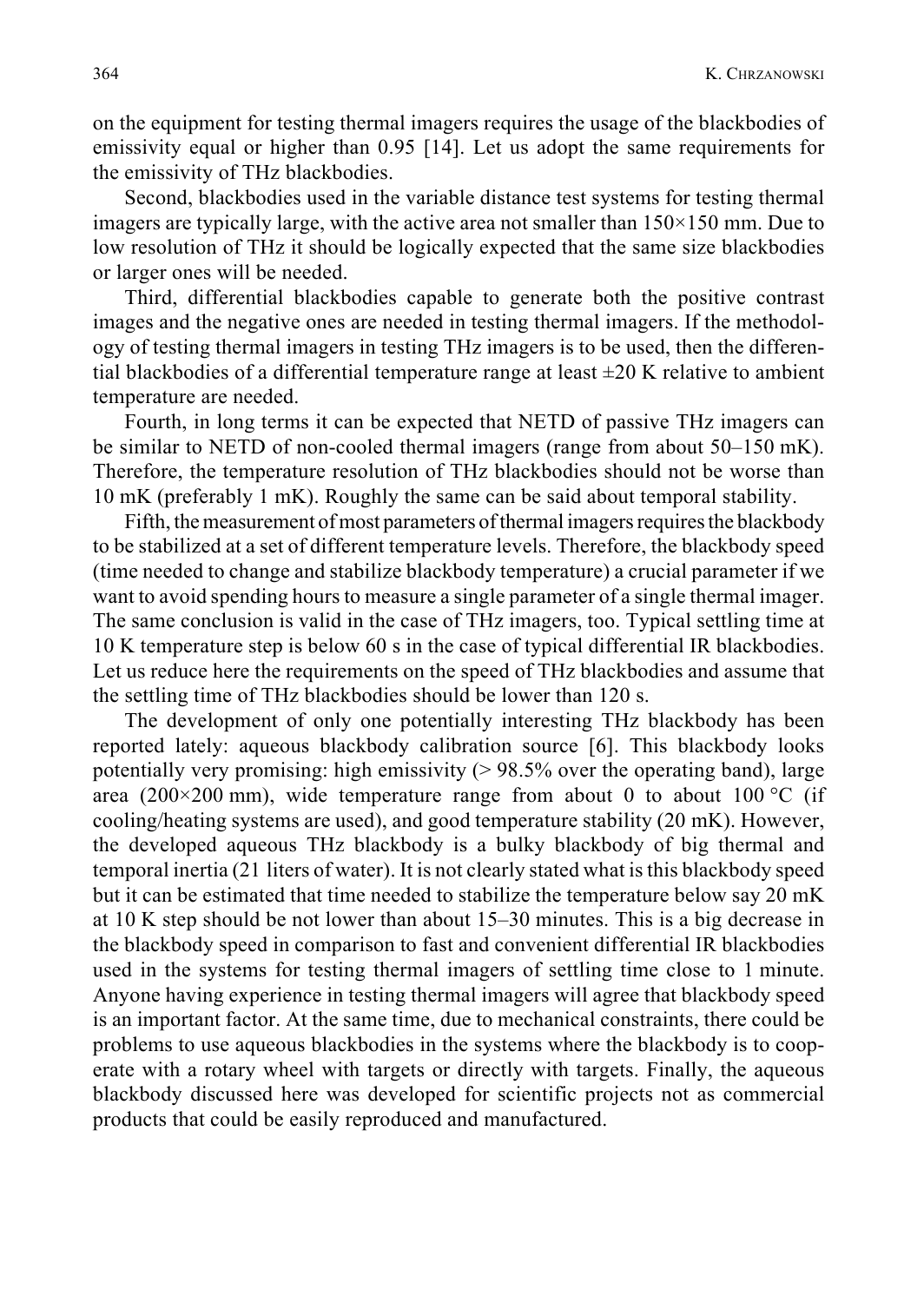on the equipment for testing thermal imagers requires the usage of the blackbodies of emissivity equal or higher than 0.95 [14]. Let us adopt the same requirements for the emissivity of THz blackbodies.

Second, blackbodies used in the variable distance test systems for testing thermal imagers are typically large, with the active area not smaller than 150×150 mm. Due to low resolution of THz it should be logically expected that the same size blackbodies or larger ones will be needed.

Third, differential blackbodies capable to generate both the positive contrast images and the negative ones are needed in testing thermal imagers. If the methodology of testing thermal imagers in testing THz imagers is to be used, then the differential blackbodies of a differential temperature range at least ±20 K relative to ambient temperature are needed.

Fourth, in long terms it can be expected that NETD of passive THz imagers can be similar to NETD of non-cooled thermal imagers (range from about 50–150 mK). Therefore, the temperature resolution of THz blackbodies should not be worse than 10 mK (preferably 1 mK). Roughly the same can be said about temporal stability.

Fifth, the measurement of most parameters of thermal imagers requires the blackbody to be stabilized at a set of different temperature levels. Therefore, the blackbody speed (time needed to change and stabilize blackbody temperature) a crucial parameter if we want to avoid spending hours to measure a single parameter of a single thermal imager. The same conclusion is valid in the case of THz imagers, too. Typical settling time at 10 K temperature step is below 60 s in the case of typical differential IR blackbodies. Let us reduce here the requirements on the speed of THz blackbodies and assume that the settling time of THz blackbodies should be lower than 120 s.

The development of only one potentially interesting THz blackbody has been reported lately: aqueous blackbody calibration source [6]. This blackbody looks potentially very promising: high emissivity (> 98.5% over the operating band), large area (200×200 mm), wide temperature range from about 0 to about 100 °C (if cooling/heating systems are used), and good temperature stability (20 mK). However, the developed aqueous THz blackbody is a bulky blackbody of big thermal and temporal inertia (21 liters of water). It is not clearly stated what is this blackbody speed but it can be estimated that time needed to stabilize the temperature below say 20 mK at 10 K step should be not lower than about 15–30 minutes. This is a big decrease in the blackbody speed in comparison to fast and convenient differential IR blackbodies used in the systems for testing thermal imagers of settling time close to 1 minute. Anyone having experience in testing thermal imagers will agree that blackbody speed is an important factor. At the same time, due to mechanical constraints, there could be problems to use aqueous blackbodies in the systems where the blackbody is to cooperate with a rotary wheel with targets or directly with targets. Finally, the aqueous blackbody discussed here was developed for scientific projects not as commercial products that could be easily reproduced and manufactured.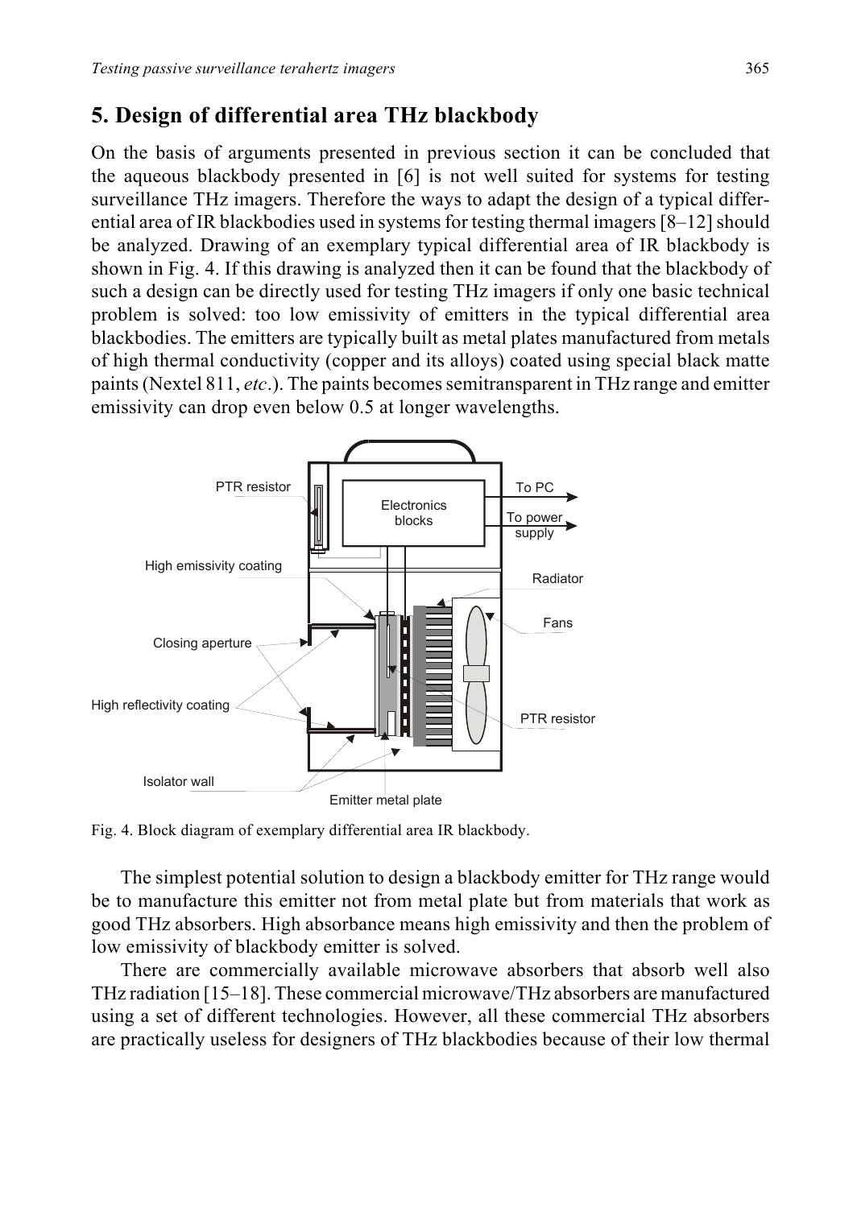## 5. Design of differential area THz blackbody

On the basis of arguments presented in previous section it can be concluded that the aqueous blackbody presented in [6] is not well suited for systems for testing surveillance THz imagers. Therefore the ways to adapt the design of a typical differential area of IR blackbodies used in systems for testing thermal imagers [8–12] should be analyzed. Drawing of an exemplary typical differential area of IR blackbody is shown in Fig. 4. If this drawing is analyzed then it can be found that the blackbody of such a design can be directly used for testing THz imagers if only one basic technical problem is solved: too low emissivity of emitters in the typical differential area blackbodies. The emitters are typically built as metal plates manufactured from metals of high thermal conductivity (copper and its alloys) coated using special black matte paints (Nextel 811, *etc*.). The paints becomes semitransparent in THz range and emitter emissivity can drop even below 0.5 at longer wavelengths.

Fig. 4. Block diagram of exemplary differential area IR blackbody.

The simplest potential solution to design a blackbody emitter for THz range would be to manufacture this emitter not from metal plate but from materials that work as good THz absorbers. High absorbance means high emissivity and then the problem of low emissivity of blackbody emitter is solved.

There are commercially available microwave absorbers that absorb well also THz radiation [15–18]. These commercial microwave/THz absorbers are manufactured using a set of different technologies. However, all these commercial THz absorbers are practically useless for designers of THz blackbodies because of their low thermal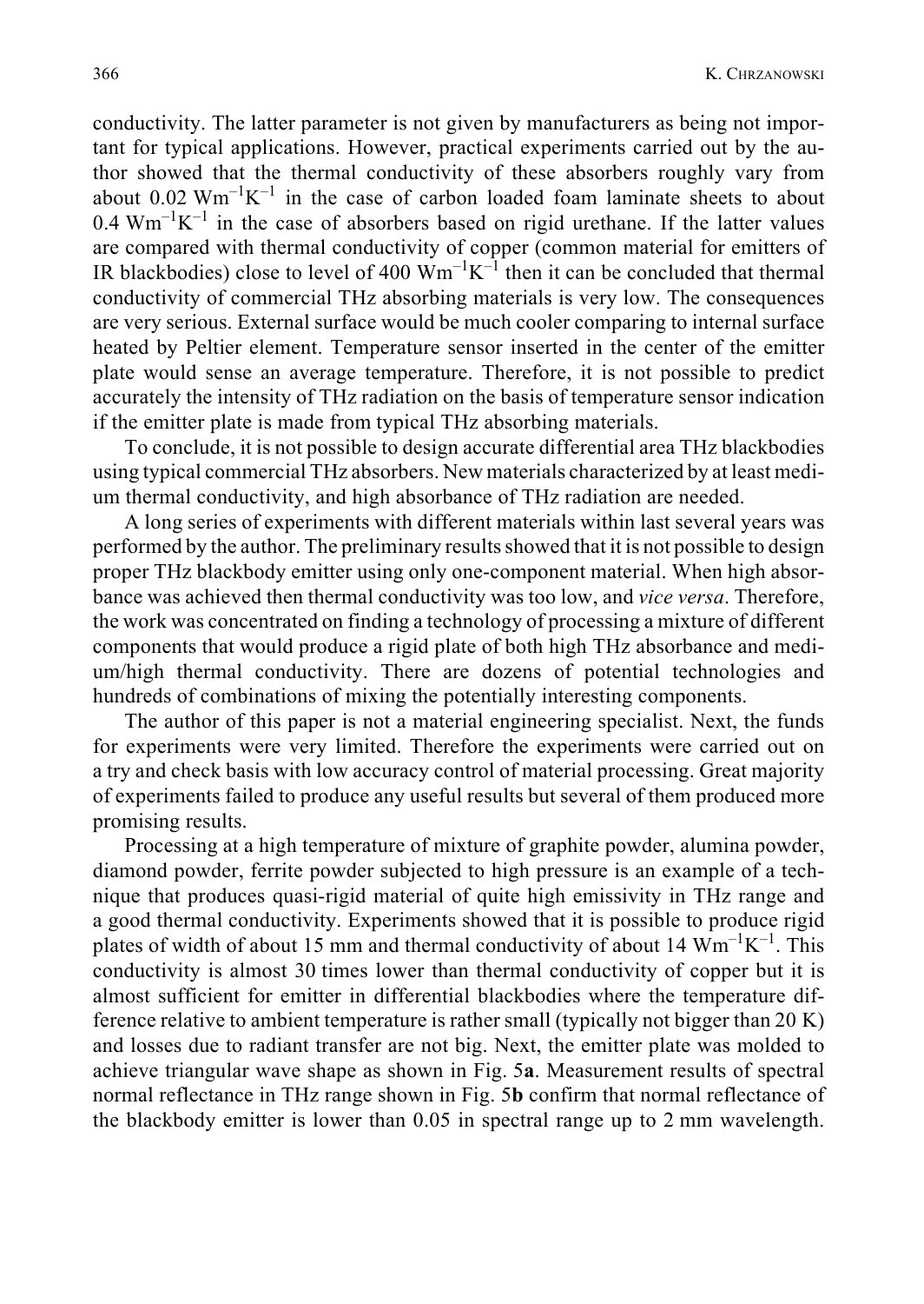conductivity. The latter parameter is not given by manufacturers as being not important for typical applications. However, practical experiments carried out by the author showed that the thermal conductivity of these absorbers roughly vary from about 0.02 $\mathrm{Wm^{-1}K^{-1}}$ in the case of carbon loaded foam laminate sheets to about 0.4 $\mathrm{Wm^{-1}K^{-1}}$ in the case of absorbers based on rigid urethane. If the latter values are compared with thermal conductivity of copper (common material for emitters of IR blackbodies) close to level of 400 $\mathrm{Wm^{-1}K^{-1}}$ then it can be concluded that thermal conductivity of commercial THz absorbing materials is very low. The consequences are very serious. External surface would be much cooler comparing to internal surface heated by Peltier element. Temperature sensor inserted in the center of the emitter plate would sense an average temperature. Therefore, it is not possible to predict accurately the intensity of THz radiation on the basis of temperature sensor indication if the emitter plate is made from typical THz absorbing materials.

To conclude, it is not possible to design accurate differential area THz blackbodies using typical commercial THz absorbers. New materials characterized by at least medium thermal conductivity, and high absorbance of THz radiation are needed.

A long series of experiments with different materials within last several years was performed by the author. The preliminary results showed that it is not possible to design proper THz blackbody emitter using only one-component material. When high absorbance was achieved then thermal conductivity was too low, and *vice versa*. Therefore, the work was concentrated on finding a technology of processing a mixture of different components that would produce a rigid plate of both high THz absorbance and medium/high thermal conductivity. There are dozens of potential technologies and hundreds of combinations of mixing the potentially interesting components.

The author of this paper is not a material engineering specialist. Next, the funds for experiments were very limited. Therefore the experiments were carried out on a try and check basis with low accuracy control of material processing. Great majority of experiments failed to produce any useful results but several of them produced more promising results.

Processing at a high temperature of mixture of graphite powder, alumina powder, diamond powder, ferrite powder subjected to high pressure is an example of a technique that produces quasi-rigid material of quite high emissivity in THz range and a good thermal conductivity. Experiments showed that it is possible to produce rigid plates of width of about 15 mm and thermal conductivity of about 14 $\mathrm{Wm^{-1}K^{-1}}$. This conductivity is almost 30 times lower than thermal conductivity of copper but it is almost sufficient for emitter in differential blackbodies where the temperature difference relative to ambient temperature is rather small (typically not bigger than 20 K) and losses due to radiant transfer are not big. Next, the emitter plate was molded to achieve triangular wave shape as shown in Fig. 5**a**. Measurement results of spectral normal reflectance in THz range shown in Fig. 5**b** confirm that normal reflectance of the blackbody emitter is lower than 0.05 in spectral range up to 2 mm wavelength.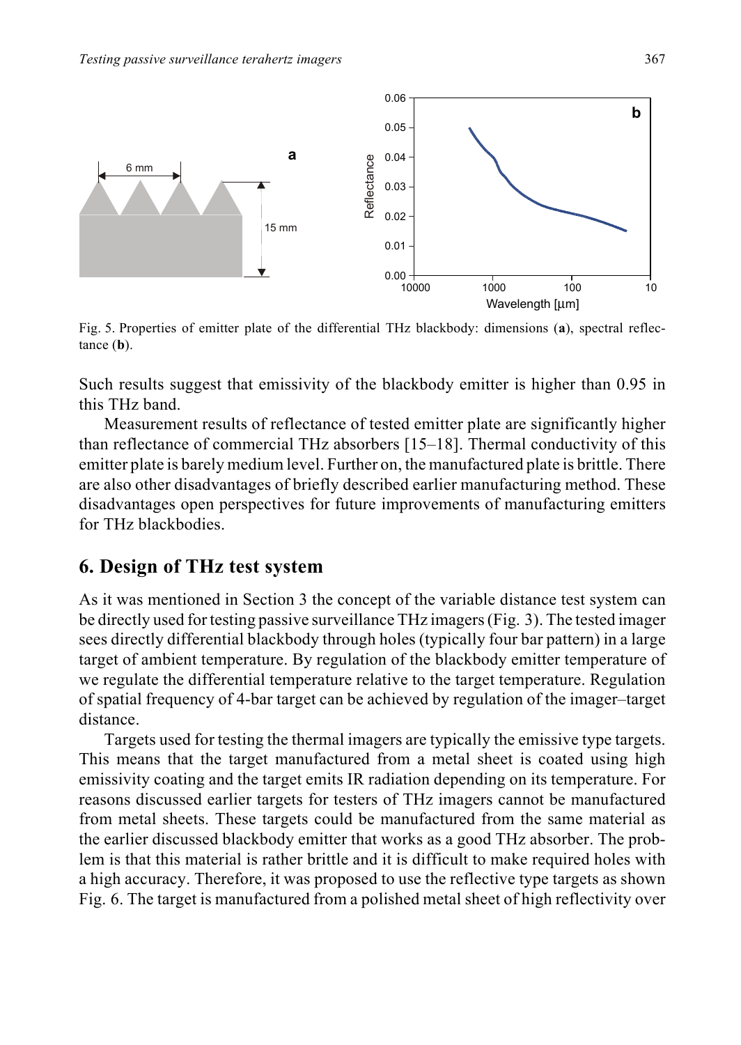Fig. 5. Properties of emitter plate of the differential THz blackbody: dimensions (**a**), spectral reflectance (**b**).

Such results suggest that emissivity of the blackbody emitter is higher than 0.95 in this THz band.

Measurement results of reflectance of tested emitter plate are significantly higher than reflectance of commercial THz absorbers [15–18]. Thermal conductivity of this emitter plate is barely medium level. Further on, the manufactured plate is brittle. There are also other disadvantages of briefly described earlier manufacturing method. These disadvantages open perspectives for future improvements of manufacturing emitters for THz blackbodies.

## 6. Design of THz test system

As it was mentioned in Section 3 the concept of the variable distance test system can be directly used for testing passive surveillance THz imagers (Fig. 3). The tested imager sees directly differential blackbody through holes (typically four bar pattern) in a large target of ambient temperature. By regulation of the blackbody emitter temperature of we regulate the differential temperature relative to the target temperature. Regulation of spatial frequency of 4-bar target can be achieved by regulation of the imager–target distance.

Targets used for testing the thermal imagers are typically the emissive type targets. This means that the target manufactured from a metal sheet is coated using high emissivity coating and the target emits IR radiation depending on its temperature. For reasons discussed earlier targets for testers of THz imagers cannot be manufactured from metal sheets. These targets could be manufactured from the same material as the earlier discussed blackbody emitter that works as a good THz absorber. The problem is that this material is rather brittle and it is difficult to make required holes with a high accuracy. Therefore, it was proposed to use the reflective type targets as shown Fig. 6. The target is manufactured from a polished metal sheet of high reflectivity over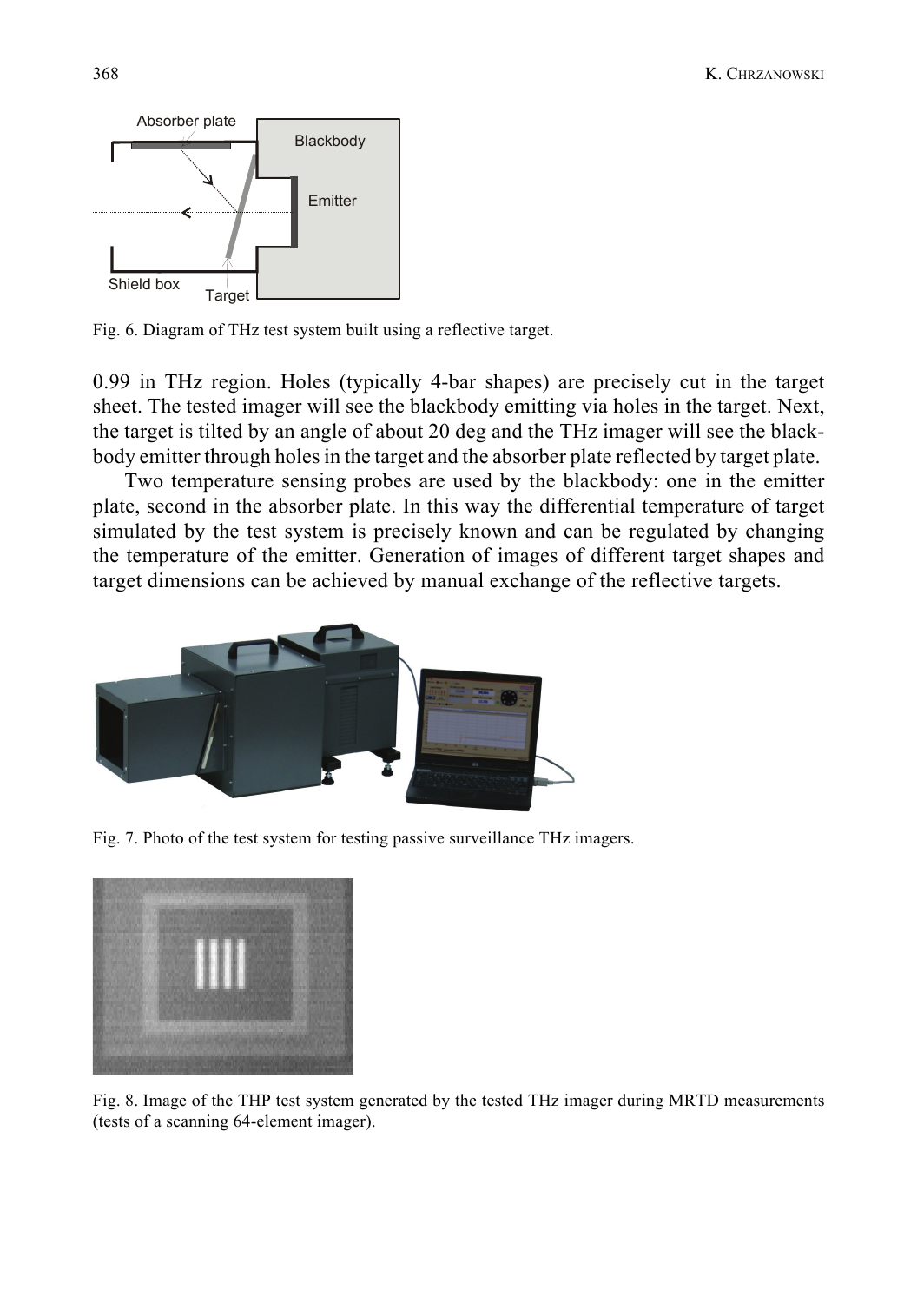Fig. 6. Diagram of THz test system built using a reflective target.

0.99 in THz region. Holes (typically 4-bar shapes) are precisely cut in the target sheet. The tested imager will see the blackbody emitting via holes in the target. Next, the target is tilted by an angle of about 20 deg and the THz imager will see the blackbody emitter through holes in the target and the absorber plate reflected by target plate.

Two temperature sensing probes are used by the blackbody: one in the emitter plate, second in the absorber plate. In this way the differential temperature of target simulated by the test system is precisely known and can be regulated by changing the temperature of the emitter. Generation of images of different target shapes and target dimensions can be achieved by manual exchange of the reflective targets.

Fig. 7. Photo of the test system for testing passive surveillance THz imagers.

Fig. 8. Image of the THP test system generated by the tested THz imager during MRTD measurements (tests of a scanning 64-element imager).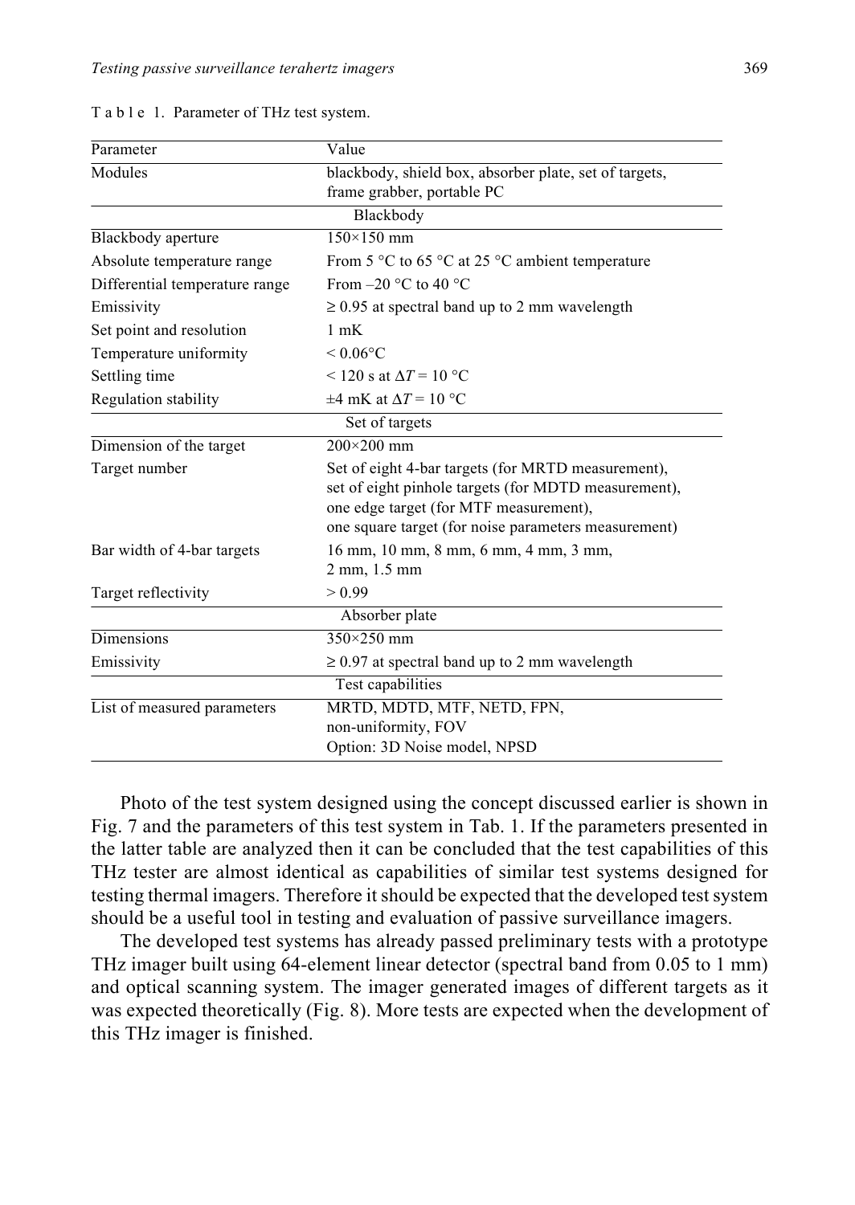Table 1. Parameter of THz test system.

| Parameter | Value |
|---|---|
| Modules | blackbody, shield box, absorber plate, set of targets, frame grabber, portable PC |
| Blackbody | |
| Blackbody aperture | 150×150 mm |
| Absolute temperature range | From 5 °C to 65 °C at 25 °C ambient temperature |
| Differential temperature range | From –20 °C to 40 °C |
| Emissivity | ≥ 0.95 at spectral band up to 2 mm wavelength |
| Set point and resolution | 1 mK |
| Temperature uniformity | < 0.06°C |
| Settling time | < 120 s at $\Delta T$ = 10 °C |
| Regulation stability | ±4 mK at $\Delta T$ = 10 °C |
| Set of targets | |
| Dimension of the target | 200×200 mm |
| Target number | Set of eight 4-bar targets (for MRTD measurement), set of eight pinhole targets (for MDTD measurement), one edge target (for MTF measurement), one square target (for noise parameters measurement) |
| Bar width of 4-bar targets | 16 mm, 10 mm, 8 mm, 6 mm, 4 mm, 3 mm, 2 mm, 1.5 mm |
| Target reflectivity | > 0.99 |
| Absorber plate | |
| Dimensions | 350×250 mm |
| Emissivity | ≥ 0.97 at spectral band up to 2 mm wavelength |
| Test capabilities | |
| List of measured parameters | MRTD, MDTD, MTF, NETD, FPN, non-uniformity, FOV<br>Option: 3D Noise model, NPSD |

Photo of the test system designed using the concept discussed earlier is shown in Fig. 7 and the parameters of this test system in Tab. 1. If the parameters presented in the latter table are analyzed then it can be concluded that the test capabilities of this THz tester are almost identical as capabilities of similar test systems designed for testing thermal imagers. Therefore it should be expected that the developed test system should be a useful tool in testing and evaluation of passive surveillance imagers.

The developed test systems has already passed preliminary tests with a prototype THz imager built using 64-element linear detector (spectral band from 0.05 to 1 mm) and optical scanning system. The imager generated images of different targets as it was expected theoretically (Fig. 8). More tests are expected when the development of this THz imager is finished.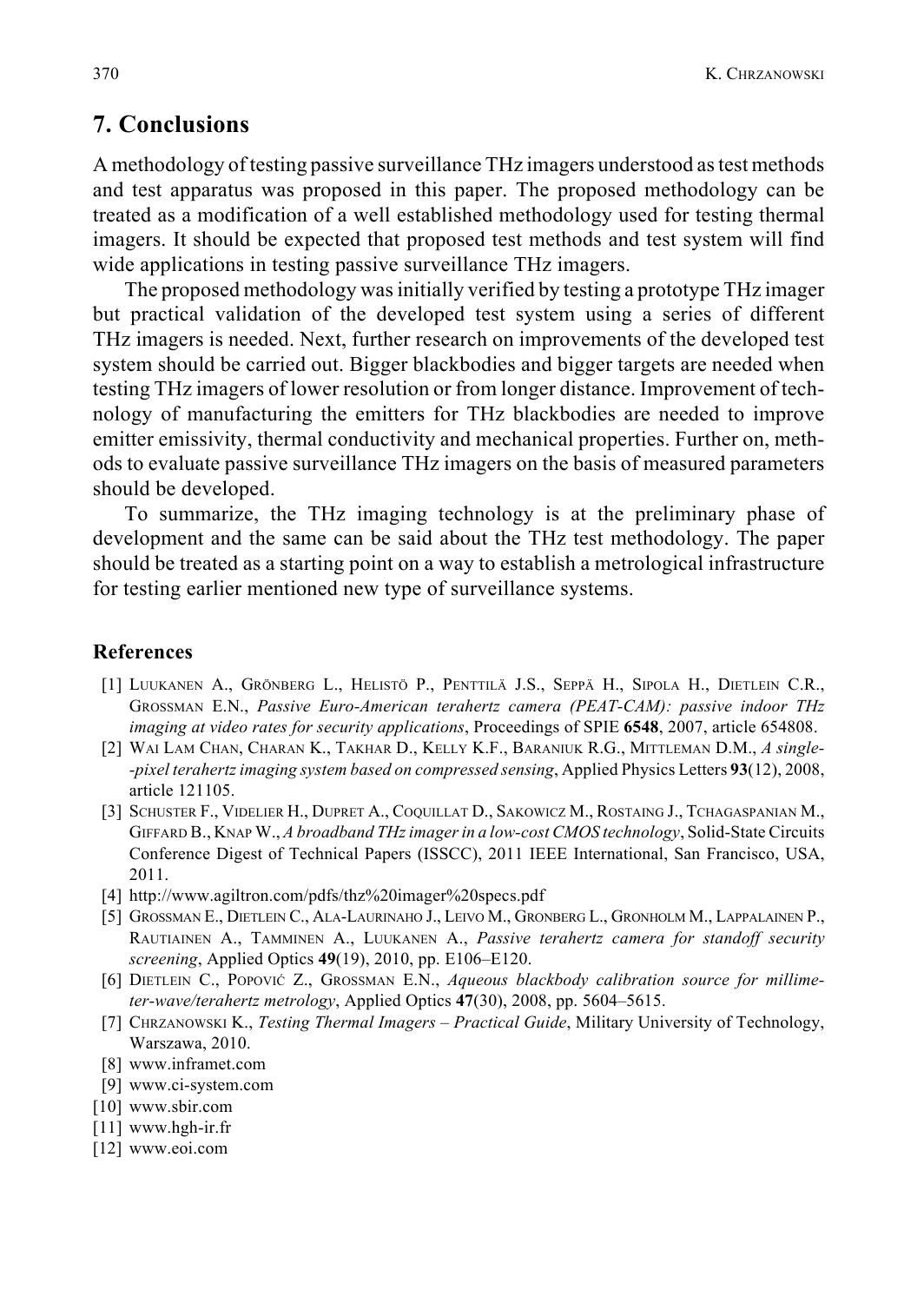## 7. Conclusions

A methodology of testing passive surveillance THz imagers understood as test methods and test apparatus was proposed in this paper. The proposed methodology can be treated as a modification of a well established methodology used for testing thermal imagers. It should be expected that proposed test methods and test system will find wide applications in testing passive surveillance THz imagers.

The proposed methodology was initially verified by testing a prototype THz imager but practical validation of the developed test system using a series of different THz imagers is needed. Next, further research on improvements of the developed test system should be carried out. Bigger blackbodies and bigger targets are needed when testing THz imagers of lower resolution or from longer distance. Improvement of technology of manufacturing the emitters for THz blackbodies are needed to improve emitter emissivity, thermal conductivity and mechanical properties. Further on, methods to evaluate passive surveillance THz imagers on the basis of measured parameters should be developed.

To summarize, the THz imaging technology is at the preliminary phase of development and the same can be said about the THz test methodology. The paper should be treated as a starting point on a way to establish a metrological infrastructure for testing earlier mentioned new type of surveillance systems.

### References

[1] Luukanen A., Grönberg L., Helistö P., Penttilä J.S., Seppä H., Sipola H., Dietlein C.R., Grossman E.N., *Passive Euro-American terahertz camera (PEAT-CAM): passive indoor THz imaging at video rates for security applications*, Proceedings of SPIE **6548**, 2007, article 654808.

[2] Wai Lam Chan, Charan K., Takhar D., Kelly K.F., Baraniuk R.G., Mittleman D.M., *A single-pixel terahertz imaging system based on compressed sensing*, Applied Physics Letters **93**(12), 2008, article 121105.

[3] Schuster F., Videlier H., Dupret A., Coquillat D., Sakowicz M., Rostaing J., Tchagaspanian M., Giffard B., Knap W., *A broadband THz imager in a low-cost CMOS technology*, Solid-State Circuits Conference Digest of Technical Papers (ISSCC), 2011 IEEE International, San Francisco, USA, 2011.

[4] http://www.agiltron.com/pdfs/thz%20imager%20specs.pdf

[5] Grossman E., Dietlein C., Ala-Laurinaho J., Leivo M., Gronberg L., Gronholm M., Lappalainen P., Rautiainen A., Tamminen A., Luukanen A., *Passive terahertz camera for standoff security screening*, Applied Optics **49**(19), 2010, pp. E106–E120.

[6] Dietlein C., Popović Z., Grossman E.N., *Aqueous blackbody calibration source for millimeter-wave/terahertz metrology*, Applied Optics **47**(30), 2008, pp. 5604–5615.

[7] Chrzanowski K., *Testing Thermal Imagers – Practical Guide*, Military University of Technology, Warszawa, 2010.

[8] www.inframet.com

[9] www.ci-system.com

[10] www.sbir.com

[11] www.hgh-ir.fr

[12] www.eoi.com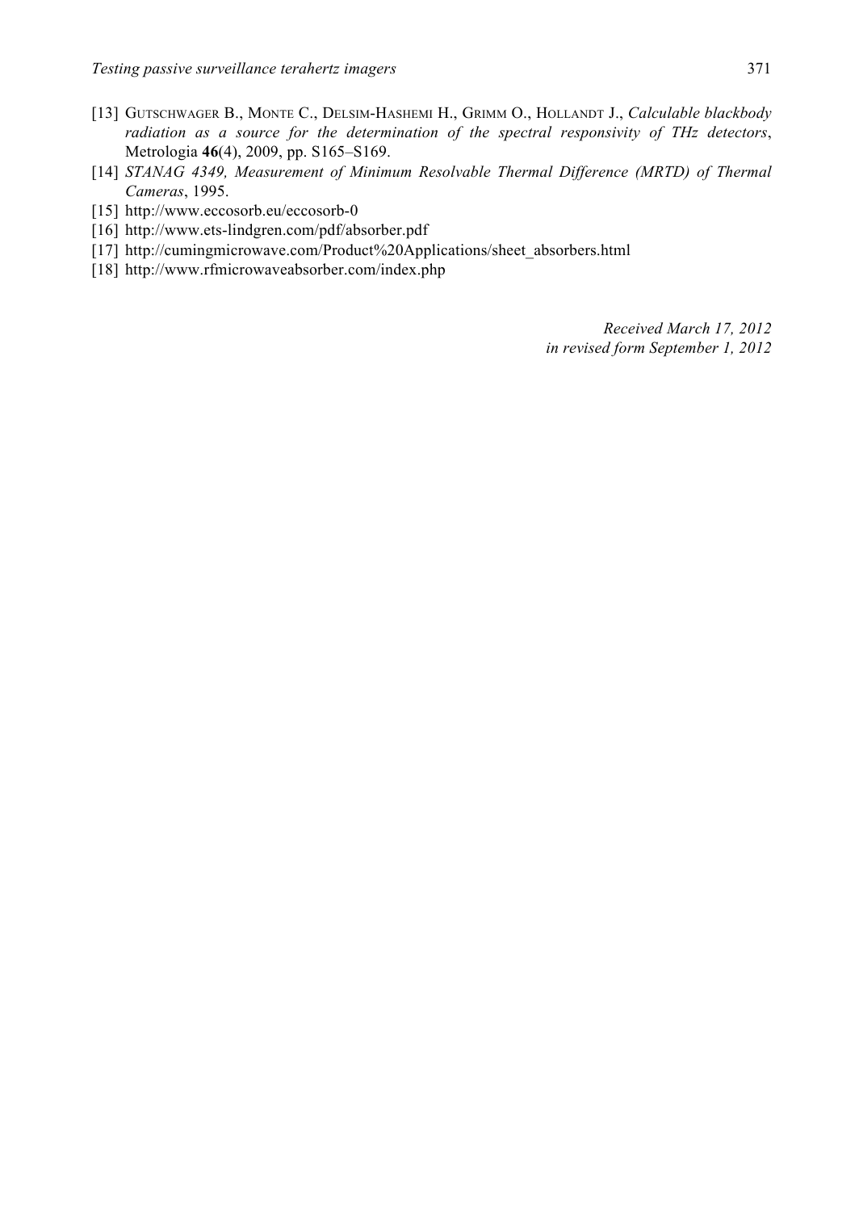[13] Gutschwager B., Monte C., Delsim-Hashemi H., Grimm O., Hollandt J., *Calculable blackbody radiation as a source for the determination of the spectral responsivity of THz detectors*, Metrologia **46**(4), 2009, pp. S165–S169.

[14] *STANAG 4349, Measurement of Minimum Resolvable Thermal Difference (MRTD) of Thermal Cameras*, 1995.

[15] http://www.eccosorb.eu/eccosorb-0

[16] http://www.ets-lindgren.com/pdf/absorber.pdf

[17] http://cumingmicrowave.com/Product%20Applications/sheet_absorbers.html

[18] http://www.rfmicrowaveabsorber.com/index.php

*Received March 17, 2012*
*in revised form September 1, 2012*